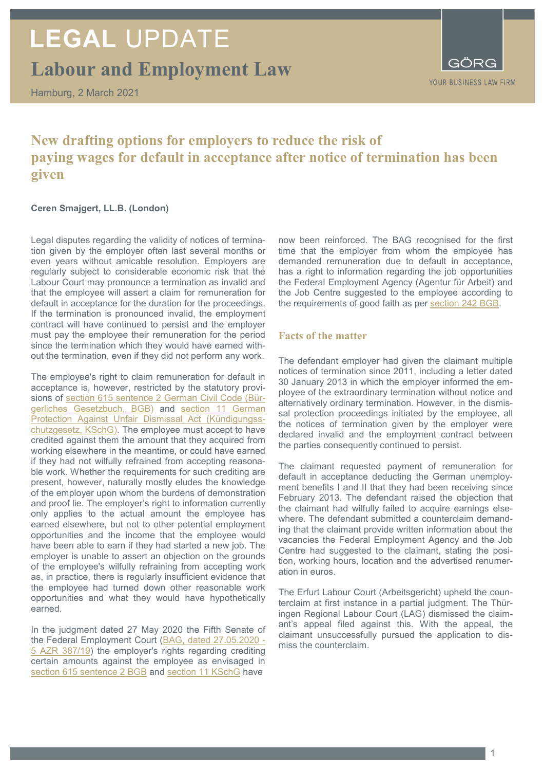# LEGAL UPDATE

## Labour and Employment Law

Hamburg, 2 March 2021

GÖRG

YOUR BUSINESS LAW FIRM

## New drafting options for employers to reduce the risk of paying wages for default in acceptance after notice of termination has been given

**Ceren Smajgert, LL.B. (London)**

Legal disputes regarding the validity of notices of termination given by the employer often last several months or even years without amicable resolution. Employers are regularly subject to considerable economic risk that the Labour Court may pronounce a termination as invalid and that the employee will assert a claim for remuneration for default in acceptance for the duration for the proceedings. If the termination is pronounced invalid, the employment contract will have continued to persist and the employer must pay the employee their remuneration for the period since the termination which they would have earned without the termination, even if they did not perform any work.

The employee's right to claim remuneration for default in acceptance is, however, restricted by the statutory provisions of section 615 sentence 2 German Civil Code (Bürgerliches Gesetzbuch, BGB) and section 11 German Protection Against Unfair Dismissal Act (Kündigungsschutzgesetz, KSchG). The employee must accept to have credited against them the amount that they acquired from working elsewhere in the meantime, or could have earned if they had not wilfully refrained from accepting reasonable work. Whether the requirements for such crediting are present, however, naturally mostly eludes the knowledge of the employer upon whom the burdens of demonstration and proof lie. The employer's right to information currently only applies to the actual amount the employee has earned elsewhere, but not to other potential employment opportunities and the income that the employee would have been able to earn if they had started a new job. The employer is unable to assert an objection on the grounds of the employee's wilfully refraining from accepting work as, in practice, there is regularly insufficient evidence that the employee had turned down other reasonable work opportunities and what they would have hypothetically earned.

In the judgment dated 27 May 2020 the Fifth Senate of the Federal Employment Court (BAG, dated 27.05.2020 - 5 AZR 387/19) the employer's rights regarding crediting certain amounts against the employee as envisaged in section 615 sentence 2 BGB and section 11 KSchG have now been reinforced. The BAG recognised for the first time that the employer from whom the employee has demanded remuneration due to default in acceptance, has a right to information regarding the job opportunities the Federal Employment Agency (Agentur für Arbeit) and the Job Centre suggested to the employee according to the requirements of good faith as per section 242 BGB.

### Facts of the matter

The defendant employer had given the claimant multiple notices of termination since 2011, including a letter dated 30 January 2013 in which the employer informed the employee of the extraordinary termination without notice and alternatively ordinary termination. However, in the dismissal protection proceedings initiated by the employee, all the notices of termination given by the employer were declared invalid and the employment contract between the parties consequently continued to persist.

The claimant requested payment of remuneration for default in acceptance deducting the German unemployment benefits I and II that they had been receiving since February 2013. The defendant raised the objection that the claimant had wilfully failed to acquire earnings elsewhere. The defendant submitted a counterclaim demanding that the claimant provide written information about the vacancies the Federal Employment Agency and the Job Centre had suggested to the claimant, stating the position, working hours, location and the advertised renumeration in euros.

The Erfurt Labour Court (Arbeitsgericht) upheld the counterclaim at first instance in a partial judgment. The Thüringen Regional Labour Court (LAG) dismissed the claimant's appeal filed against this. With the appeal, the claimant unsuccessfully pursued the application to dismiss the counterclaim.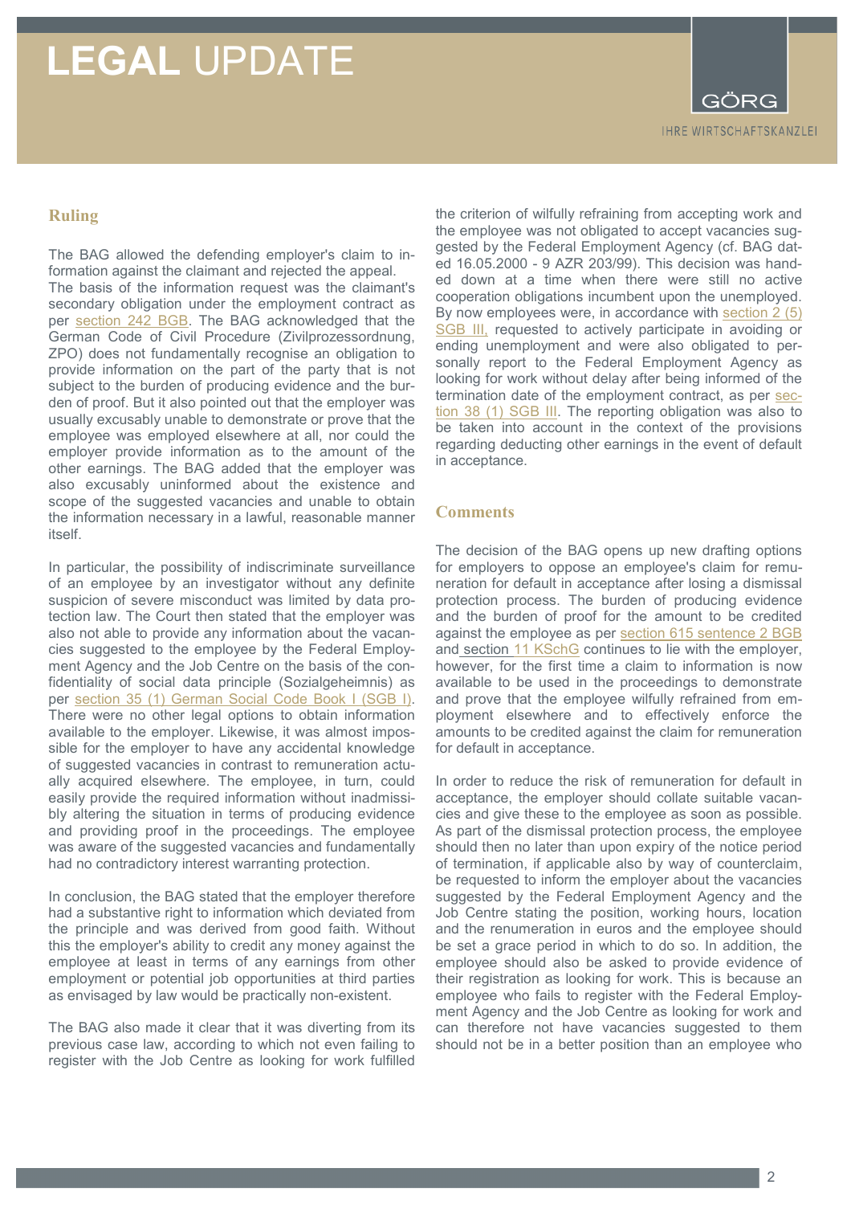## Ruling

The BAG allowed the defending employer's claim to information against the claimant and rejected the appeal. The basis of the information request was the claimant's secondary obligation under the employment contract as per section 242 BGB. The BAG acknowledged that the German Code of Civil Procedure (Zivilprozessordnung, ZPO) does not fundamentally recognise an obligation to provide information on the part of the party that is not subject to the burden of producing evidence and the burden of proof. But it also pointed out that the employer was usually excusably unable to demonstrate or prove that the employee was employed elsewhere at all, nor could the employer provide information as to the amount of the other earnings. The BAG added that the employer was also excusably uninformed about the existence and scope of the suggested vacancies and unable to obtain the information necessary in a lawful, reasonable manner itself.

In particular, the possibility of indiscriminate surveillance of an employee by an investigator without any definite suspicion of severe misconduct was limited by data protection law. The Court then stated that the employer was also not able to provide any information about the vacancies suggested to the employee by the Federal Employment Agency and the Job Centre on the basis of the confidentiality of social data principle (Sozialgeheimnis) as per section 35 (1) German Social Code Book I (SGB I). There were no other legal options to obtain information available to the employer. Likewise, it was almost impossible for the employer to have any accidental knowledge of suggested vacancies in contrast to remuneration actually acquired elsewhere. The employee, in turn, could easily provide the required information without inadmissibly altering the situation in terms of producing evidence and providing proof in the proceedings. The employee was aware of the suggested vacancies and fundamentally had no contradictory interest warranting protection.

In conclusion, the BAG stated that the employer therefore had a substantive right to information which deviated from the principle and was derived from good faith. Without this the employer's ability to credit any money against the employee at least in terms of any earnings from other employment or potential job opportunities at third parties as envisaged by law would be practically non-existent.

The BAG also made it clear that it was diverting from its previous case law, according to which not even failing to register with the Job Centre as looking for work fulfilled the criterion of wilfully refraining from accepting work and the employee was not obligated to accept vacancies suggested by the Federal Employment Agency (cf. BAG dated 16.05.2000 - 9 AZR 203/99). This decision was handed down at a time when there were still no active cooperation obligations incumbent upon the unemployed. By now employees were, in accordance with section 2 (5) SGB III, requested to actively participate in avoiding or ending unemployment and were also obligated to personally report to the Federal Employment Agency as looking for work without delay after being informed of the termination date of the employment contract, as per section 38 (1) SGB III. The reporting obligation was also to be taken into account in the context of the provisions regarding deducting other earnings in the event of default in acceptance.

## Comments

The decision of the BAG opens up new drafting options for employers to oppose an employee's claim for remuneration for default in acceptance after losing a dismissal protection process. The burden of producing evidence and the burden of proof for the amount to be credited against the employee as per section 615 sentence 2 BGB and section 11 KSchG continues to lie with the employer, however, for the first time a claim to information is now available to be used in the proceedings to demonstrate and prove that the employee wilfully refrained from employment elsewhere and to effectively enforce the amounts to be credited against the claim for remuneration for default in acceptance.

In order to reduce the risk of remuneration for default in acceptance, the employer should collate suitable vacancies and give these to the employee as soon as possible. As part of the dismissal protection process, the employee should then no later than upon expiry of the notice period of termination, if applicable also by way of counterclaim, be requested to inform the employer about the vacancies suggested by the Federal Employment Agency and the Job Centre stating the position, working hours, location and the renumeration in euros and the employee should be set a grace period in which to do so. In addition, the employee should also be asked to provide evidence of their registration as looking for work. This is because an employee who fails to register with the Federal Employment Agency and the Job Centre as looking for work and can therefore not have vacancies suggested to them should not be in a better position than an employee who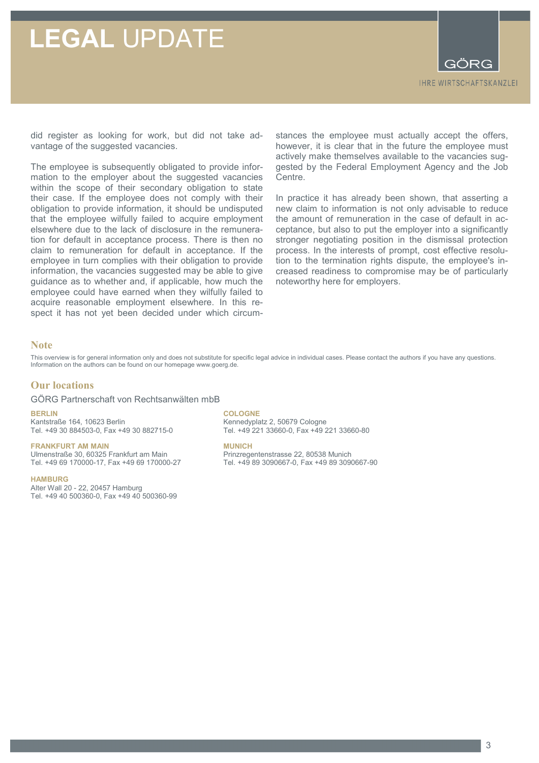did register as looking for work, but did not take advantage of the suggested vacancies.

The employee is subsequently obligated to provide information to the employer about the suggested vacancies within the scope of their secondary obligation to state their case. If the employee does not comply with their obligation to provide information, it should be undisputed that the employee wilfully failed to acquire employment elsewhere due to the lack of disclosure in the remuneration for default in acceptance process. There is then no claim to remuneration for default in acceptance. If the employee in turn complies with their obligation to provide information, the vacancies suggested may be able to give guidance as to whether and, if applicable, how much the employee could have earned when they wilfully failed to acquire reasonable employment elsewhere. In this respect it has not yet been decided under which circumstances the employee must actually accept the offers, however, it is clear that in the future the employee must actively make themselves available to the vacancies suggested by the Federal Employment Agency and the Job Centre.

In practice it has already been shown, that asserting a new claim to information is not only advisable to reduce the amount of remuneration in the case of default in acceptance, but also to put the employer into a significantly stronger negotiating position in the dismissal protection process. In the interests of prompt, cost effective resolution to the termination rights dispute, the employee's increased readiness to compromise may be of particularly noteworthy here for employers.

## Note

This overview is for general information only and does not substitute for specific legal advice in individual cases. Please contact the authors if you have any questions. Information on the authors can be found on our homepage www.goerg.de.

## Our locations

GÖRG Partnerschaft von Rechtsanwälten mbB

**BERLIN**
Kantstraße 164, 10623 Berlin
Tel. +49 30 884503-0, Fax +49 30 882715-0

**FRANKFURT AM MAIN**
Ulmenstraße 30, 60325 Frankfurt am Main
Tel. +49 69 170000-17, Fax +49 69 170000-27

**HAMBURG**
Alter Wall 20 - 22, 20457 Hamburg
Tel. +49 40 500360-0, Fax +49 40 500360-99

**COLOGNE**
Kennedyplatz 2, 50679 Cologne
Tel. +49 221 33660-0, Fax +49 221 33660-80

**MUNICH**
Prinzregentenstrasse 22, 80538 Munich
Tel. +49 89 3090667-0, Fax +49 89 3090667-90